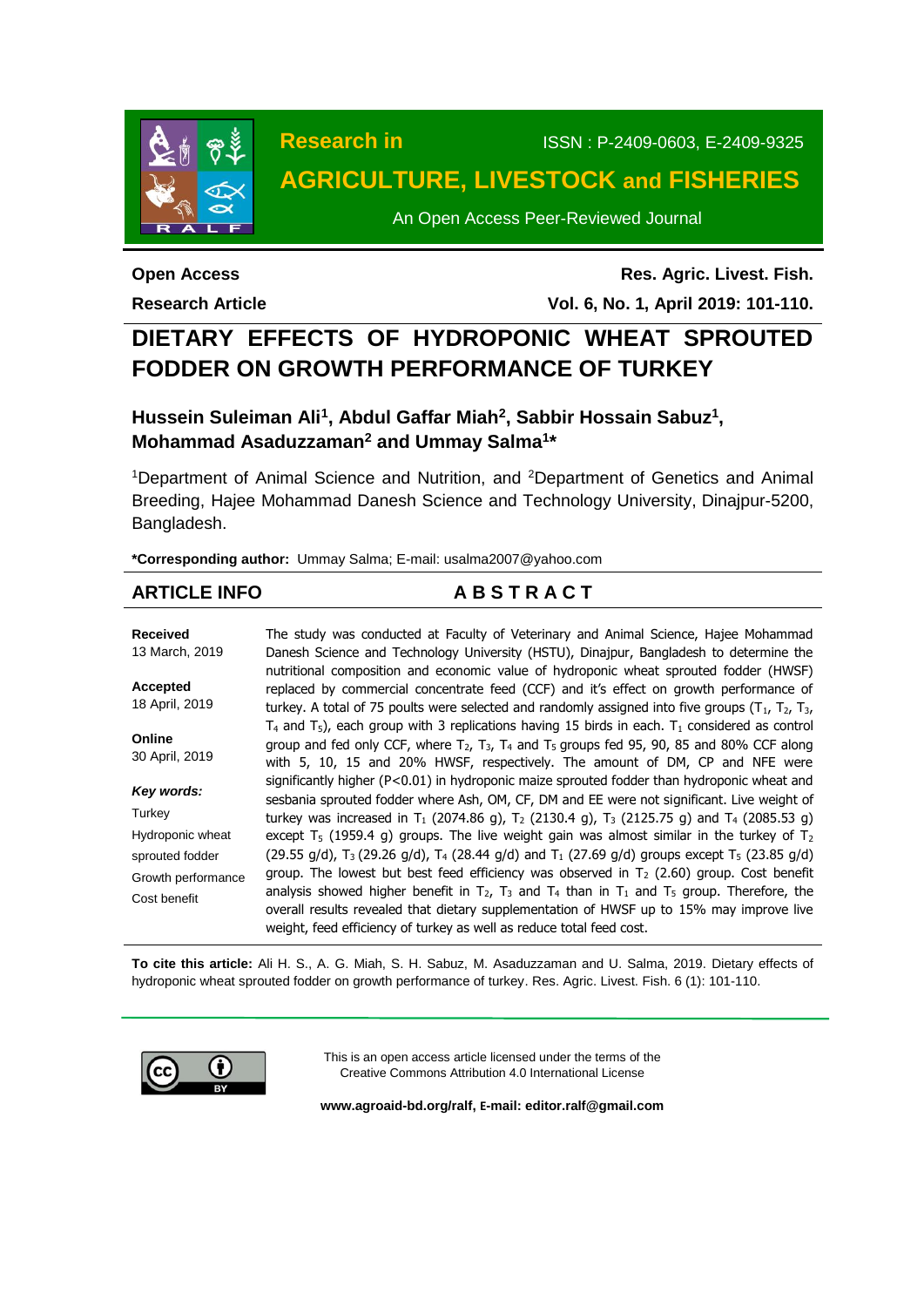Research in

ISSN : P-2409-0603, E-2409-9325

**AGRICULTURE, LIVESTOCK and FISHERIES**

An Open Access Peer-Reviewed Journal

**Open Access**

**Research Article**

**Res. Agric. Livest. Fish.**

**Vol. 6, No. 1, April 2019: 101-110.**

# DIETARY EFFECTS OF HYDROPONIC WHEAT SPROUTED FODDER ON GROWTH PERFORMANCE OF TURKEY

**Hussein Suleiman Ali[1], Abdul Gaffar Miah[2], Sabbir Hossain Sabuz[1], Mohammad Asaduzzaman[2] and Ummay Salma[1]***

[1]Department of Animal Science and Nutrition, and [2]Department of Genetics and Animal Breeding, Hajee Mohammad Danesh Science and Technology University, Dinajpur-5200, Bangladesh.

**\*Corresponding author:** Ummay Salma; E-mail: usalma2007@yahoo.com

## ARTICLE INFO

**Received**
13 March, 2019

**Accepted**
18 April, 2019

**Online**
30 April, 2019

***Key words:***
Turkey
Hydroponic wheat sprouted fodder
Growth performance
Cost benefit

## ABSTRACT

The study was conducted at Faculty of Veterinary and Animal Science, Hajee Mohammad Danesh Science and Technology University (HSTU), Dinajpur, Bangladesh to determine the nutritional composition and economic value of hydroponic wheat sprouted fodder (HWSF) replaced by commercial concentrate feed (CCF) and it's effect on growth performance of turkey. A total of 75 poults were selected and randomly assigned into five groups ($T_1$, $T_2$, $T_3$, $T_4$ and $T_5$), each group with 3 replications having 15 birds in each. $T_1$ considered as control group and fed only CCF, where $T_2$, $T_3$, $T_4$ and $T_5$ groups fed 95, 90, 85 and 80% CCF along with 5, 10, 15 and 20% HWSF, respectively. The amount of DM, CP and NFE were significantly higher ($P<0.01$) in hydroponic maize sprouted fodder than hydroponic wheat and sesbania sprouted fodder where Ash, OM, CF, DM and EE were not significant. Live weight of turkey was increased in $T_1$ (2074.86 g), $T_2$ (2130.4 g), $T_3$ (2125.75 g) and $T_4$ (2085.53 g) except $T_5$ (1959.4 g) groups. The live weight gain was almost similar in the turkey of $T_2$ (29.55 g/d), $T_3$ (29.26 g/d), $T_4$ (28.44 g/d) and $T_1$ (27.69 g/d) groups except $T_5$ (23.85 g/d) group. The lowest but best feed efficiency was observed in $T_2$ (2.60) group. Cost benefit analysis showed higher benefit in $T_2$, $T_3$ and $T_4$ than in $T_1$ and $T_5$ group. Therefore, the overall results revealed that dietary supplementation of HWSF up to 15% may improve live weight, feed efficiency of turkey as well as reduce total feed cost.

**To cite this article:** Ali H. S., A. G. Miah, S. H. Sabuz, M. Asaduzzaman and U. Salma, 2019. Dietary effects of hydroponic wheat sprouted fodder on growth performance of turkey. Res. Agric. Livest. Fish. 6 (1): 101-110.

This is an open access article licensed under the terms of the Creative Commons Attribution 4.0 International License

**www.agroaid-bd.org/ralf, E-mail: editor.ralf@gmail.com**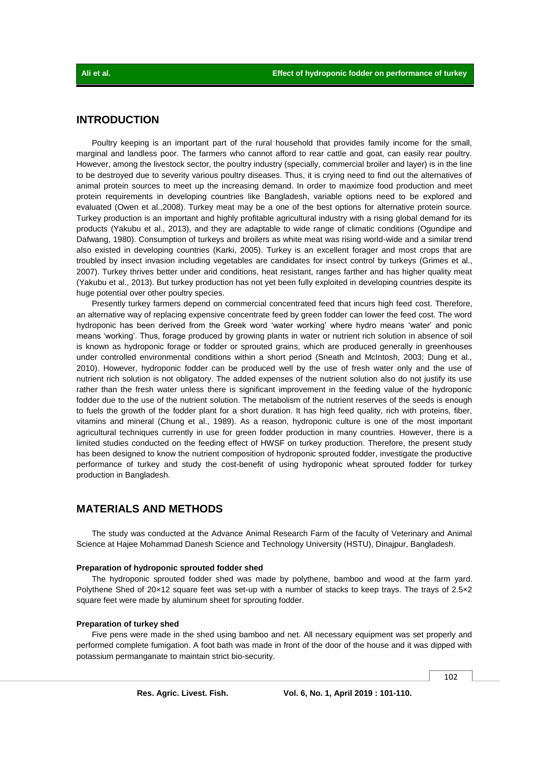## INTRODUCTION

Poultry keeping is an important part of the rural household that provides family income for the small, marginal and landless poor. The farmers who cannot afford to rear cattle and goat, can easily rear poultry. However, among the livestock sector, the poultry industry (specially, commercial broiler and layer) is in the line to be destroyed due to severity various poultry diseases. Thus, it is crying need to find out the alternatives of animal protein sources to meet up the increasing demand. In order to maximize food production and meet protein requirements in developing countries like Bangladesh, variable options need to be explored and evaluated (Owen et al.,2008). Turkey meat may be a one of the best options for alternative protein source. Turkey production is an important and highly profitable agricultural industry with a rising global demand for its products (Yakubu et al., 2013), and they are adaptable to wide range of climatic conditions (Ogundipe and Dafwang, 1980). Consumption of turkeys and broilers as white meat was rising world-wide and a similar trend also existed in developing countries (Karki, 2005). Turkey is an excellent forager and most crops that are troubled by insect invasion including vegetables are candidates for insect control by turkeys (Grimes et al., 2007). Turkey thrives better under arid conditions, heat resistant, ranges farther and has higher quality meat (Yakubu et al., 2013). But turkey production has not yet been fully exploited in developing countries despite its huge potential over other poultry species.

Presently turkey farmers depend on commercial concentrated feed that incurs high feed cost. Therefore, an alternative way of replacing expensive concentrate feed by green fodder can lower the feed cost. The word hydroponic has been derived from the Greek word 'water working' where hydro means 'water' and ponic means 'working'. Thus, forage produced by growing plants in water or nutrient rich solution in absence of soil is known as hydroponic forage or fodder or sprouted grains, which are produced generally in greenhouses under controlled environmental conditions within a short period (Sneath and McIntosh, 2003; Dung et al., 2010). However, hydroponic fodder can be produced well by the use of fresh water only and the use of nutrient rich solution is not obligatory. The added expenses of the nutrient solution also do not justify its use rather than the fresh water unless there is significant improvement in the feeding value of the hydroponic fodder due to the use of the nutrient solution. The metabolism of the nutrient reserves of the seeds is enough to fuels the growth of the fodder plant for a short duration. It has high feed quality, rich with proteins, fiber, vitamins and mineral (Chung et al., 1989). As a reason, hydroponic culture is one of the most important agricultural techniques currently in use for green fodder production in many countries. However, there is a limited studies conducted on the feeding effect of HWSF on turkey production. Therefore, the present study has been designed to know the nutrient composition of hydroponic sprouted fodder, investigate the productive performance of turkey and study the cost-benefit of using hydroponic wheat sprouted fodder for turkey production in Bangladesh.

## MATERIALS AND METHODS

The study was conducted at the Advance Animal Research Farm of the faculty of Veterinary and Animal Science at Hajee Mohammad Danesh Science and Technology University (HSTU), Dinajpur, Bangladesh.

#### Preparation of hydroponic sprouted fodder shed

The hydroponic sprouted fodder shed was made by polythene, bamboo and wood at the farm yard. Polythene Shed of 20×12 square feet was set-up with a number of stacks to keep trays. The trays of 2.5×2 square feet were made by aluminum sheet for sprouting fodder.

#### Preparation of turkey shed

Five pens were made in the shed using bamboo and net. All necessary equipment was set properly and performed complete fumigation. A foot bath was made in front of the door of the house and it was dipped with potassium permanganate to maintain strict bio-security.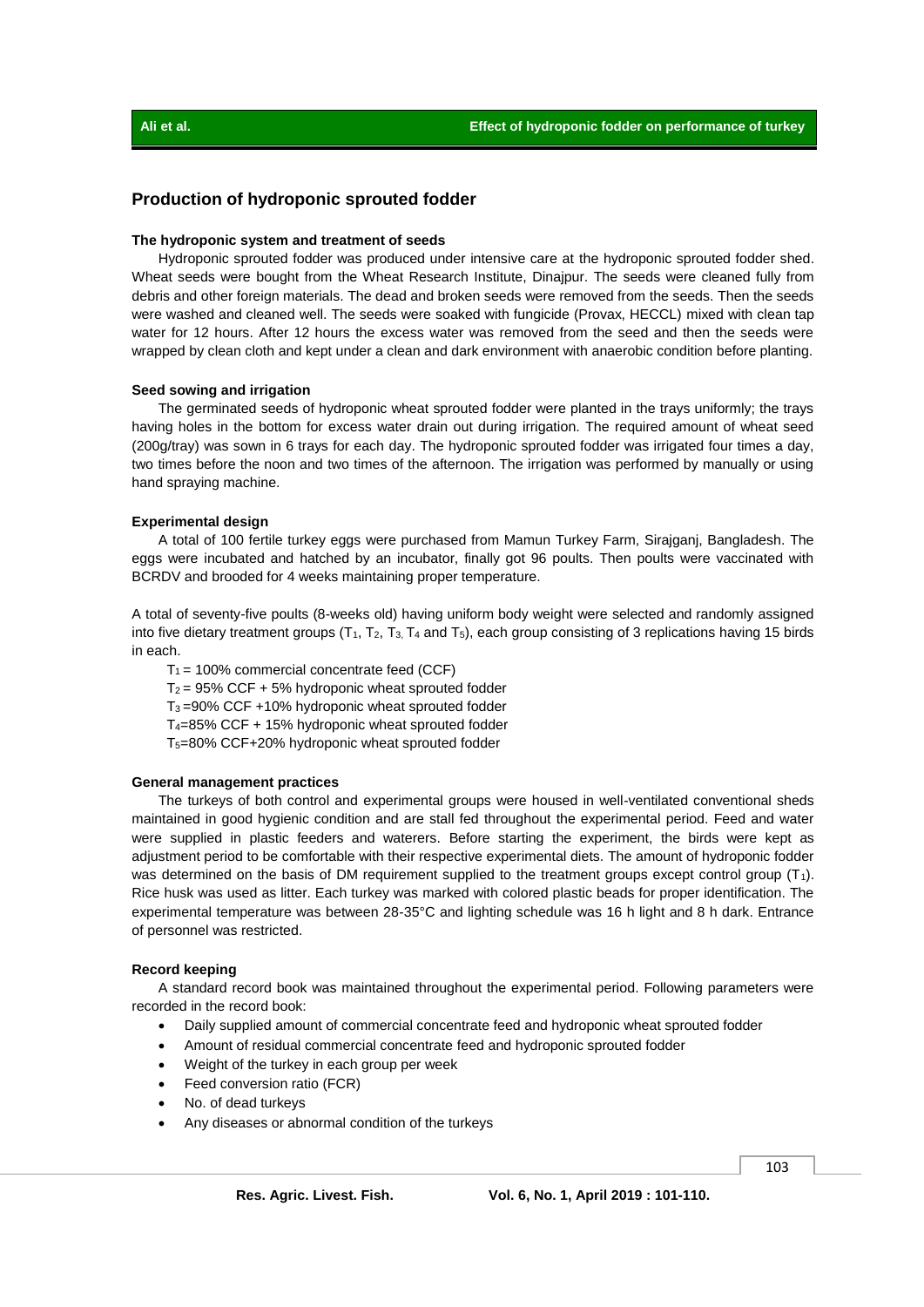## Production of hydroponic sprouted fodder

### The hydroponic system and treatment of seeds

Hydroponic sprouted fodder was produced under intensive care at the hydroponic sprouted fodder shed. Wheat seeds were bought from the Wheat Research Institute, Dinajpur. The seeds were cleaned fully from debris and other foreign materials. The dead and broken seeds were removed from the seeds. Then the seeds were washed and cleaned well. The seeds were soaked with fungicide (Provax, HECCL) mixed with clean tap water for 12 hours. After 12 hours the excess water was removed from the seed and then the seeds were wrapped by clean cloth and kept under a clean and dark environment with anaerobic condition before planting.

### Seed sowing and irrigation

The germinated seeds of hydroponic wheat sprouted fodder were planted in the trays uniformly; the trays having holes in the bottom for excess water drain out during irrigation. The required amount of wheat seed (200g/tray) was sown in 6 trays for each day. The hydroponic sprouted fodder was irrigated four times a day, two times before the noon and two times of the afternoon. The irrigation was performed by manually or using hand spraying machine.

### Experimental design

A total of 100 fertile turkey eggs were purchased from Mamun Turkey Farm, Sirajganj, Bangladesh. The eggs were incubated and hatched by an incubator, finally got 96 poults. Then poults were vaccinated with BCRDV and brooded for 4 weeks maintaining proper temperature.

A total of seventy-five poults (8-weeks old) having uniform body weight were selected and randomly assigned into five dietary treatment groups ($T_1$, $T_2$, $T_3$, $T_4$ and $T_5$), each group consisting of 3 replications having 15 birds in each.

$T_1$ = 100% commercial concentrate feed (CCF)
$T_2$ = 95% CCF + 5% hydroponic wheat sprouted fodder
$T_3$ =90% CCF +10% hydroponic wheat sprouted fodder
$T_4$=85% CCF + 15% hydroponic wheat sprouted fodder
$T_5$=80% CCF+20% hydroponic wheat sprouted fodder

### General management practices

The turkeys of both control and experimental groups were housed in well-ventilated conventional sheds maintained in good hygienic condition and are stall fed throughout the experimental period. Feed and water were supplied in plastic feeders and waterers. Before starting the experiment, the birds were kept as adjustment period to be comfortable with their respective experimental diets. The amount of hydroponic fodder was determined on the basis of DM requirement supplied to the treatment groups except control group ($T_1$). Rice husk was used as litter. Each turkey was marked with colored plastic beads for proper identification. The experimental temperature was between 28-35°C and lighting schedule was 16 h light and 8 h dark. Entrance of personnel was restricted.

### Record keeping

A standard record book was maintained throughout the experimental period. Following parameters were recorded in the record book:

- Daily supplied amount of commercial concentrate feed and hydroponic wheat sprouted fodder
- Amount of residual commercial concentrate feed and hydroponic sprouted fodder
- Weight of the turkey in each group per week
- Feed conversion ratio (FCR)
- No. of dead turkeys
- Any diseases or abnormal condition of the turkeys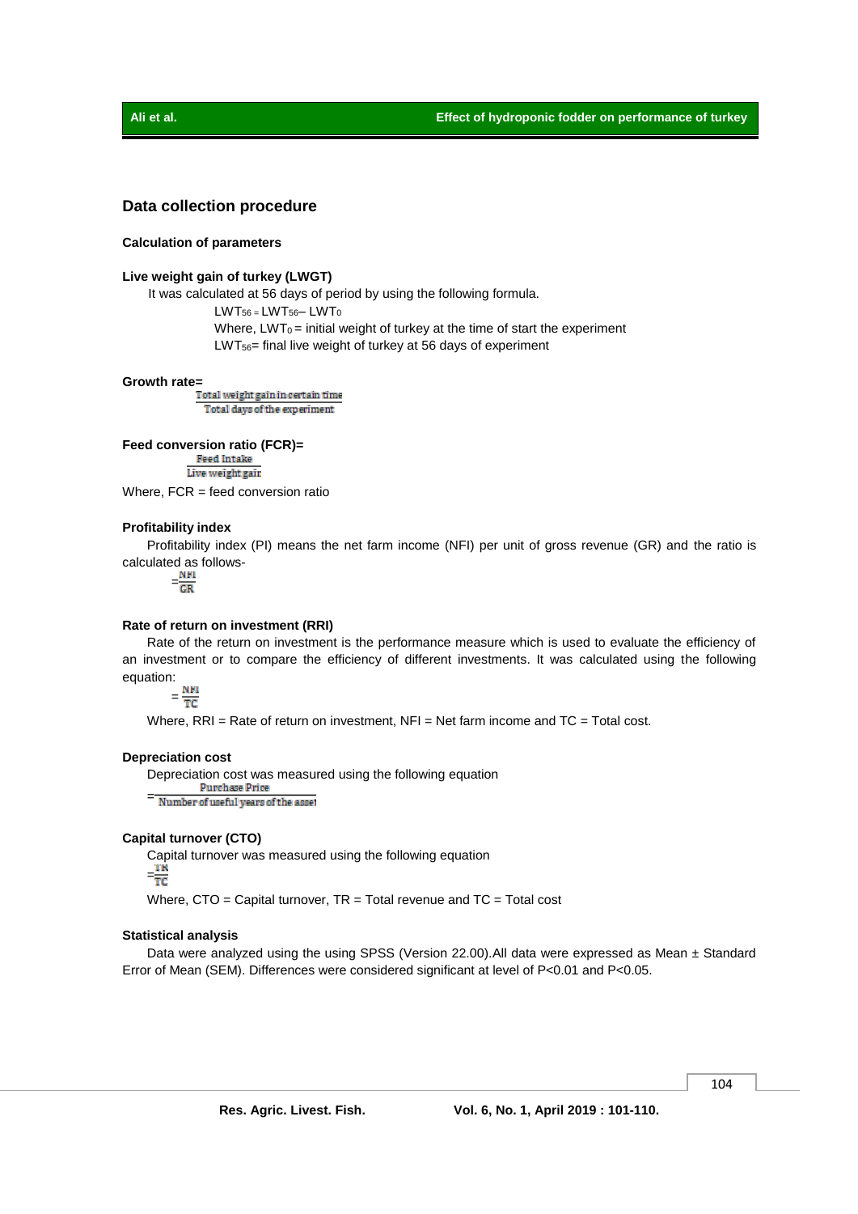## Data collection procedure

### Calculation of parameters

**Live weight gain of turkey (LWGT)**

It was calculated at 56 days of period by using the following formula.

$LWT_{56} = LWT_{56} – LWT_0$

Where, $LWT_0$ = initial weight of turkey at the time of start the experiment

$LWT_{56}$= final live weight of turkey at 56 days of experiment

**Growth rate=**

$$\frac{\text{Total weight gain in certain time}}{\text{Total days of the experiment}}$$

**Feed conversion ratio (FCR)=**

$$\frac{\text{Feed Intake}}{\text{Live weight gain}}$$

Where, FCR = feed conversion ratio

**Profitability index**

Profitability index (PI) means the net farm income (NFI) per unit of gross revenue (GR) and the ratio is calculated as follows-

$$=\frac{NFI}{GR}$$

**Rate of return on investment (RRI)**

Rate of the return on investment is the performance measure which is used to evaluate the efficiency of an investment or to compare the efficiency of different investments. It was calculated using the following equation:

$$=\frac{NFI}{TC}$$

Where, RRI = Rate of return on investment, NFI = Net farm income and TC = Total cost.

**Depreciation cost**

Depreciation cost was measured using the following equation

$$=\frac{\text{Purchase Price}}{\text{Number of useful years of the asset}}$$

**Capital turnover (CTO)**

Capital turnover was measured using the following equation

$$=\frac{TR}{TC}$$

Where, CTO = Capital turnover, TR = Total revenue and TC = Total cost

**Statistical analysis**

Data were analyzed using the using SPSS (Version 22.00).All data were expressed as Mean ± Standard Error of Mean (SEM). Differences were considered significant at level of $P<0.01$ and $P<0.05$.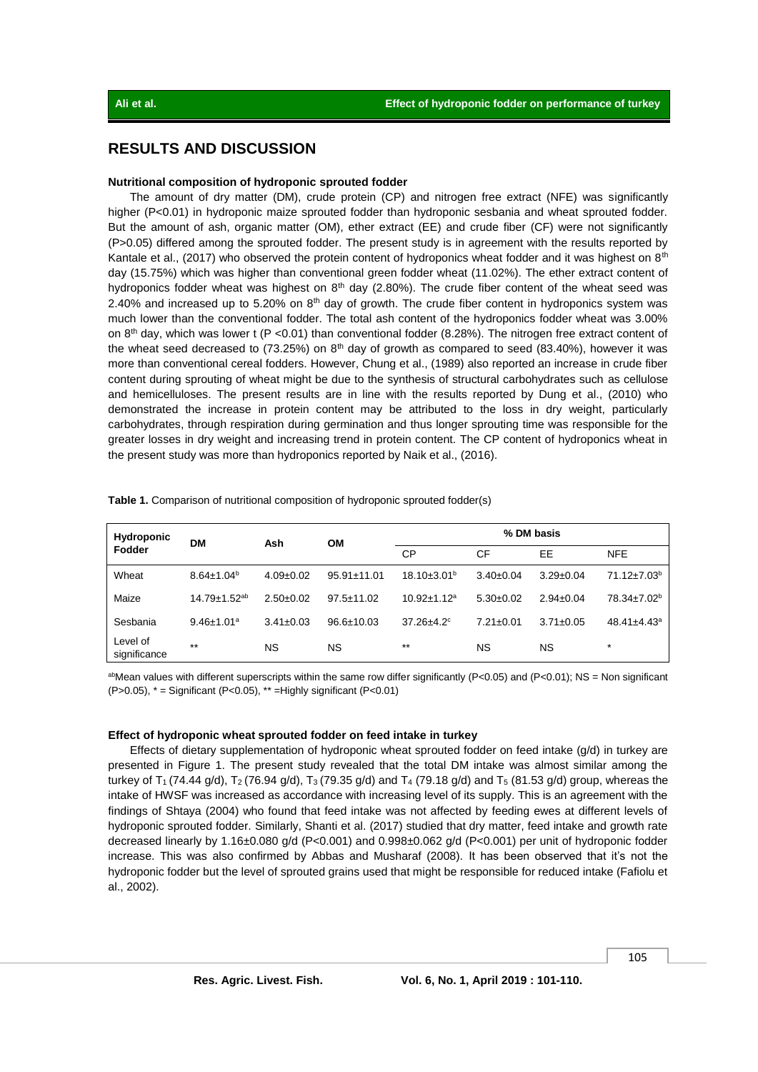## RESULTS AND DISCUSSION

### Nutritional composition of hydroponic sprouted fodder

The amount of dry matter (DM), crude protein (CP) and nitrogen free extract (NFE) was significantly higher ($P<0.01$) in hydroponic maize sprouted fodder than hydroponic sesbania and wheat sprouted fodder. But the amount of ash, organic matter (OM), ether extract (EE) and crude fiber (CF) were not significantly ($P>0.05$) differed among the sprouted fodder. The present study is in agreement with the results reported by Kantale et al., (2017) who observed the protein content of hydroponics wheat fodder and it was highest on 8$^{th}$ day (15.75%) which was higher than conventional green fodder wheat (11.02%). The ether extract content of hydroponics fodder wheat was highest on 8$^{th}$ day (2.80%). The crude fiber content of the wheat seed was 2.40% and increased up to 5.20% on 8$^{th}$ day of growth. The crude fiber content in hydroponics system was much lower than the conventional fodder. The total ash content of the hydroponics fodder wheat was 3.00% on 8$^{th}$ day, which was lower t ($P<0.01$) than conventional fodder (8.28%). The nitrogen free extract content of the wheat seed decreased to (73.25%) on 8$^{th}$ day of growth as compared to seed (83.40%), however it was more than conventional cereal fodders. However, Chung et al., (1989) also reported an increase in crude fiber content during sprouting of wheat might be due to the synthesis of structural carbohydrates such as cellulose and hemicelluloses. The present results are in line with the results reported by Dung et al., (2010) who demonstrated the increase in protein content may be attributed to the loss in dry weight, particularly carbohydrates, through respiration during germination and thus longer sprouting time was responsible for the greater losses in dry weight and increasing trend in protein content. The CP content of hydroponics wheat in the present study was more than hydroponics reported by Naik et al., (2016).

**Table 1.** Comparison of nutritional composition of hydroponic sprouted fodder(s)

| Hydroponic Fodder | DM | Ash | OM | % DM basis | | | |
|---|---|---|---|---|---|---|---|
| | | | | CP | CF | EE | NFE |
| Wheat | $8.64\pm1.04^{b}$ | $4.09\pm0.02$ | $95.91\pm11.01$ | $18.10\pm3.01^{b}$ | $3.40\pm0.04$ | $3.29\pm0.04$ | $71.12\pm7.03^{b}$ |
| Maize | $14.79\pm1.52^{ab}$ | $2.50\pm0.02$ | $97.5\pm11.02$ | $10.92\pm1.12^{a}$ | $5.30\pm0.02$ | $2.94\pm0.04$ | $78.34\pm7.02^{b}$ |
| Sesbania | $9.46\pm1.01^{a}$ | $3.41\pm0.03$ | $96.6\pm10.03$ | $37.26\pm4.2^{c}$ | $7.21\pm0.01$ | $3.71\pm0.05$ | $48.41\pm4.43^{a}$ |
| Level of significance | ** | NS | NS | ** | NS | NS | * |

$^{ab}$Mean values with different superscripts within the same row differ significantly ($P<0.05$) and ($P<0.01$); NS = Non significant ($P>0.05$), * = Significant ($P<0.05$), ** =Highly significant ($P<0.01$)

### Effect of hydroponic wheat sprouted fodder on feed intake in turkey

Effects of dietary supplementation of hydroponic wheat sprouted fodder on feed intake (g/d) in turkey are presented in Figure 1. The present study revealed that the total DM intake was almost similar among the turkey of $T_1$ (74.44 g/d), $T_2$ (76.94 g/d), $T_3$ (79.35 g/d) and $T_4$ (79.18 g/d) and $T_5$ (81.53 g/d) group, whereas the intake of HWSF was increased as accordance with increasing level of its supply. This is an agreement with the findings of Shtaya (2004) who found that feed intake was not affected by feeding ewes at different levels of hydroponic sprouted fodder. Similarly, Shanti et al. (2017) studied that dry matter, feed intake and growth rate decreased linearly by 1.16±0.080 g/d ($P<0.001$) and 0.998±0.062 g/d ($P<0.001$) per unit of hydroponic fodder increase. This was also confirmed by Abbas and Musharaf (2008). It has been observed that it's not the hydroponic fodder but the level of sprouted grains used that might be responsible for reduced intake (Fafiolu et al., 2002).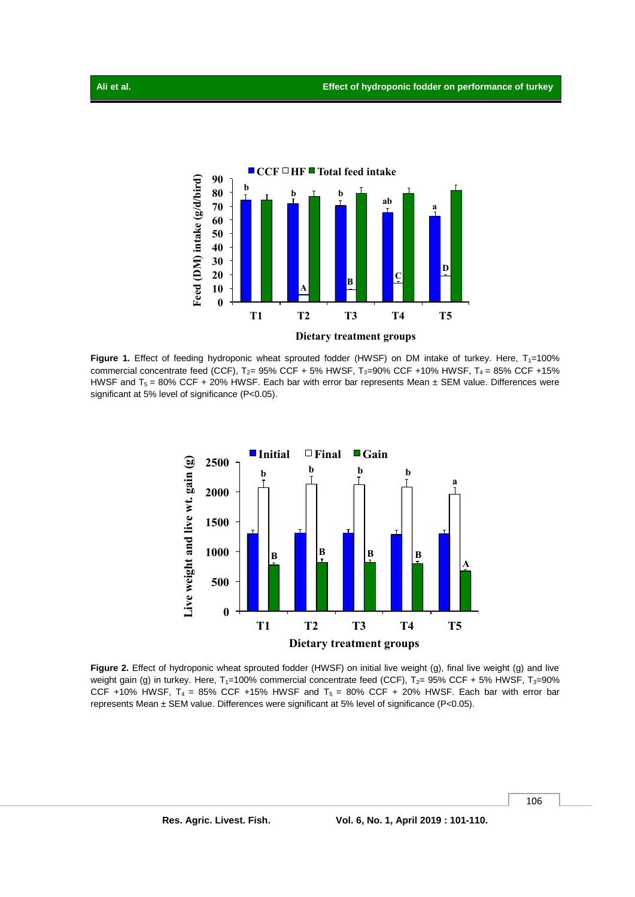**Figure 1.** Effect of feeding hydroponic wheat sprouted fodder (HWSF) on DM intake of turkey. Here, $T_1$=100% commercial concentrate feed (CCF), $T_2$= 95% CCF + 5% HWSF, $T_3$=90% CCF +10% HWSF, $T_4$ = 85% CCF +15% HWSF and $T_5$ = 80% CCF + 20% HWSF. Each bar with error bar represents Mean ± SEM value. Differences were significant at 5% level of significance (P<0.05).

**Figure 2.** Effect of hydroponic wheat sprouted fodder (HWSF) on initial live weight (g), final live weight (g) and live weight gain (g) in turkey. Here, $T_1$=100% commercial concentrate feed (CCF), $T_2$= 95% CCF + 5% HWSF, $T_3$=90% CCF +10% HWSF, $T_4$ = 85% CCF +15% HWSF and $T_5$ = 80% CCF + 20% HWSF. Each bar with error bar represents Mean ± SEM value. Differences were significant at 5% level of significance (P<0.05).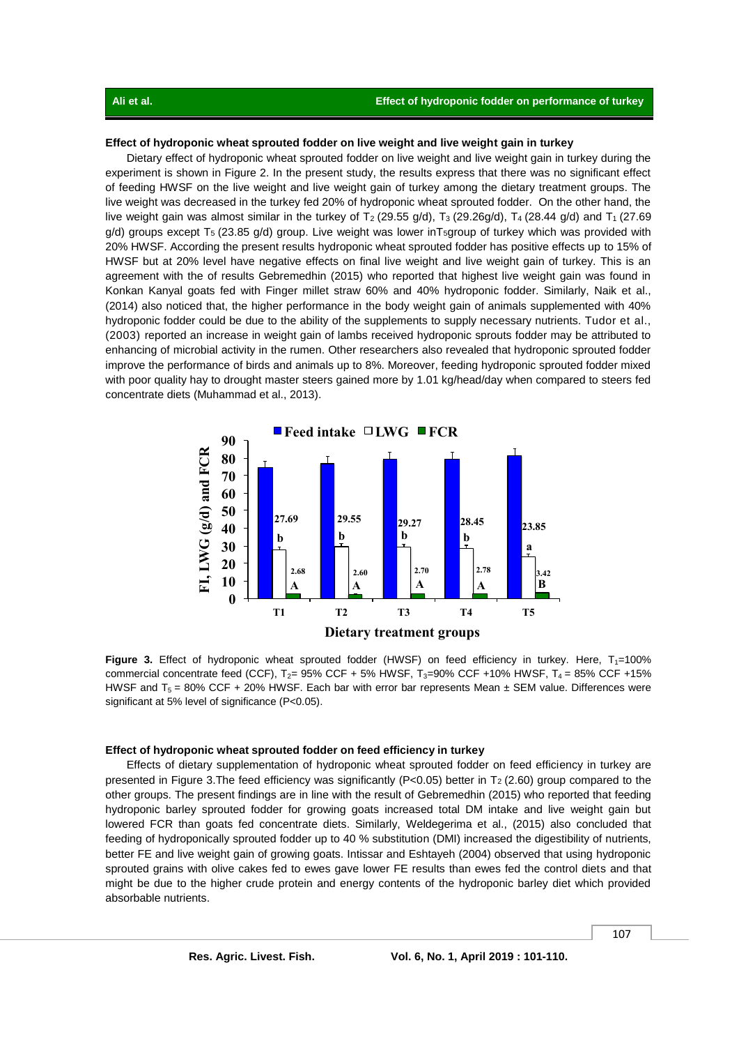### Effect of hydroponic wheat sprouted fodder on live weight and live weight gain in turkey

Dietary effect of hydroponic wheat sprouted fodder on live weight and live weight gain in turkey during the experiment is shown in Figure 2. In the present study, the results express that there was no significant effect of feeding HWSF on the live weight and live weight gain of turkey among the dietary treatment groups. The live weight was decreased in the turkey fed 20% of hydroponic wheat sprouted fodder. On the other hand, the live weight gain was almost similar in the turkey of $T_2$ (29.55 g/d), $T_3$ (29.26g/d), $T_4$ (28.44 g/d) and $T_1$ (27.69 g/d) groups except $T_5$ (23.85 g/d) group. Live weight was lower in$T_5$group of turkey which was provided with 20% HWSF. According the present results hydroponic wheat sprouted fodder has positive effects up to 15% of HWSF but at 20% level have negative effects on final live weight and live weight gain of turkey. This is an agreement with the of results Gebremedhin (2015) who reported that highest live weight gain was found in Konkan Kanyal goats fed with Finger millet straw 60% and 40% hydroponic fodder. Similarly, Naik et al., (2014) also noticed that, the higher performance in the body weight gain of animals supplemented with 40% hydroponic fodder could be due to the ability of the supplements to supply necessary nutrients. Tudor et al., (2003) reported an increase in weight gain of lambs received hydroponic sprouts fodder may be attributed to enhancing of microbial activity in the rumen. Other researchers also revealed that hydroponic sprouted fodder improve the performance of birds and animals up to 8%. Moreover, feeding hydroponic sprouted fodder mixed with poor quality hay to drought master steers gained more by 1.01 kg/head/day when compared to steers fed concentrate diets (Muhammad et al., 2013).

**Figure 3.** Effect of hydroponic wheat sprouted fodder (HWSF) on feed efficiency in turkey. Here, $T_1$=100% commercial concentrate feed (CCF), $T_2$= 95% CCF + 5% HWSF, $T_3$=90% CCF +10% HWSF, $T_4$ = 85% CCF +15% HWSF and $T_5$ = 80% CCF + 20% HWSF. Each bar with error bar represents Mean ± SEM value. Differences were significant at 5% level of significance (P<0.05).

### Effect of hydroponic wheat sprouted fodder on feed efficiency in turkey

Effects of dietary supplementation of hydroponic wheat sprouted fodder on feed efficiency in turkey are presented in Figure 3.The feed efficiency was significantly (P<0.05) better in $T_2$ (2.60) group compared to the other groups. The present findings are in line with the result of Gebremedhin (2015) who reported that feeding hydroponic barley sprouted fodder for growing goats increased total DM intake and live weight gain but lowered FCR than goats fed concentrate diets. Similarly, Weldegerima et al., (2015) also concluded that feeding of hydroponically sprouted fodder up to 40 % substitution (DMI) increased the digestibility of nutrients, better FE and live weight gain of growing goats. Intissar and Eshtayeh (2004) observed that using hydroponic sprouted grains with olive cakes fed to ewes gave lower FE results than ewes fed the control diets and that might be due to the higher crude protein and energy contents of the hydroponic barley diet which provided absorbable nutrients.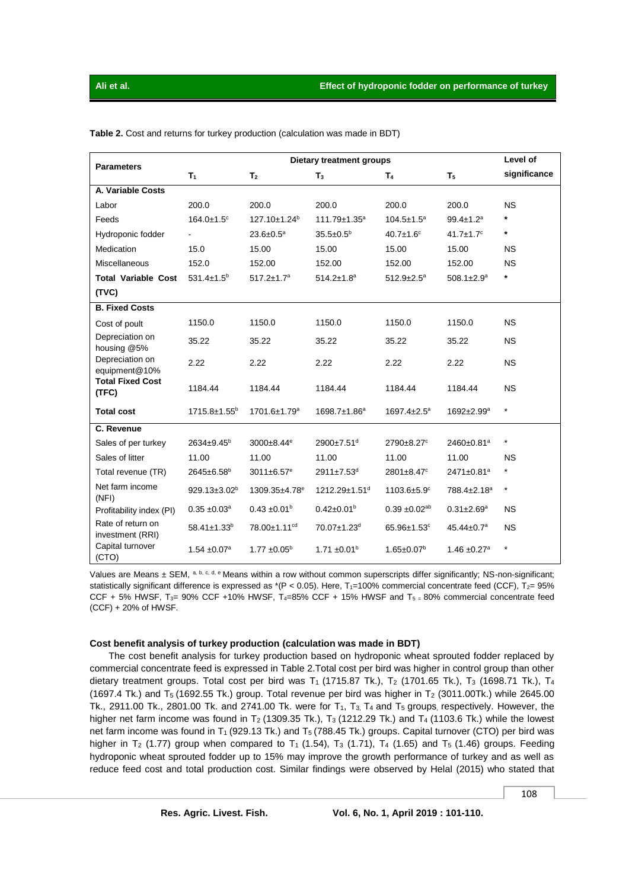**Table 2.** Cost and returns for turkey production (calculation was made in BDT)

| Parameters | Dietary treatment groups | | | | | Level of significance |
|---|---|---|---|---|---|---|
| | $T_1$ | $T_2$ | $T_3$ | $T_4$ | $T_5$ | |
| **A. Variable Costs** | | | | | | |
| Labor | 200.0 | 200.0 | 200.0 | 200.0 | 200.0 | NS |
| Feeds | 164.0±1.5$^c$ | 127.10±1.24$^b$ | 111.79±1.35$^a$ | 104.5±1.5$^a$ | 99.4±1.2$^a$ | * |
| Hydroponic fodder | - | 23.6±0.5$^a$ | 35.5±0.5$^b$ | 40.7±1.6$^c$ | 41.7±1.7$^c$ | * |
| Medication | 15.0 | 15.00 | 15.00 | 15.00 | 15.00 | NS |
| Miscellaneous | 152.0 | 152.00 | 152.00 | 152.00 | 152.00 | NS |
| **Total Variable Cost (TVC)** | 531.4±1.5$^b$ | 517.2±1.7$^a$ | 514.2±1.8$^a$ | 512.9±2.5$^a$ | 508.1±2.9$^a$ | * |
| **B. Fixed Costs** | | | | | | |
| Cost of poult | 1150.0 | 1150.0 | 1150.0 | 1150.0 | 1150.0 | NS |
| Depreciation on housing @5% | 35.22 | 35.22 | 35.22 | 35.22 | 35.22 | NS |
| Depreciation on equipment@10% | 2.22 | 2.22 | 2.22 | 2.22 | 2.22 | NS |
| **Total Fixed Cost (TFC)** | 1184.44 | 1184.44 | 1184.44 | 1184.44 | 1184.44 | NS |
| **Total cost** | 1715.8±1.55$^b$ | 1701.6±1.79$^a$ | 1698.7±1.86$^a$ | 1697.4±2.5$^a$ | 1692±2.99$^a$ | * |
| **C. Revenue** | | | | | | |
| Sales of per turkey | 2634±9.45$^b$ | 3000±8.44$^e$ | 2900±7.51$^d$ | 2790±8.27$^c$ | 2460±0.81$^a$ | * |
| Sales of litter | 11.00 | 11.00 | 11.00 | 11.00 | 11.00 | NS |
| Total revenue (TR) | 2645±6.58$^b$ | 3011±6.57$^e$ | 2911±7.53$^d$ | 2801±8.47$^c$ | 2471±0.81$^a$ | * |
| Net farm income (NFI) | 929.13±3.02$^b$ | 1309.35±4.78$^e$ | 1212.29±1.51$^d$ | 1103.6±5.9$^c$ | 788.4±2.18$^a$ | * |
| Profitability index (PI) | 0.35 ±0.03$^a$ | 0.43 ±0.01$^b$ | 0.42±0.01$^b$ | 0.39 ±0.02$^{ab}$ | 0.31±2.69$^a$ | NS |
| Rate of return on investment (RRI) | 58.41±1.33$^b$ | 78.00±1.11$^{cd}$ | 70.07±1.23$^d$ | 65.96±1.53$^c$ | 45.44±0.7$^a$ | NS |
| Capital turnover (CTO) | 1.54 ±0.07$^a$ | 1.77 ±0.05$^b$ | 1.71 ±0.01$^b$ | 1.65±0.07$^b$ | 1.46 ±0.27$^a$ | * |

Values are Means ± SEM, [a, b, c, d, e] Means within a row without common superscripts differ significantly; NS-non-significant; statistically significant difference is expressed as *($P < 0.05$). Here, $T_1$=100% commercial concentrate feed (CCF), $T_2$= 95% CCF + 5% HWSF, $T_3$= 90% CCF +10% HWSF, $T_4$=85% CCF + 15% HWSF and $T_5$ = 80% commercial concentrate feed (CCF) + 20% of HWSF.

### Cost benefit analysis of turkey production (calculation was made in BDT)

The cost benefit analysis for turkey production based on hydroponic wheat sprouted fodder replaced by commercial concentrate feed is expressed in Table 2.Total cost per bird was higher in control group than other dietary treatment groups. Total cost per bird was $T_1$ (1715.87 Tk.), $T_2$ (1701.65 Tk.), $T_3$ (1698.71 Tk.), $T_4$ (1697.4 Tk.) and $T_5$ (1692.55 Tk.) group. Total revenue per bird was higher in $T_2$ (3011.00Tk.) while 2645.00 Tk., 2911.00 Tk., 2801.00 Tk. and 2741.00 Tk. were for $T_1$, $T_3$, $T_4$ and $T_5$ groups, respectively. However, the higher net farm income was found in $T_2$ (1309.35 Tk.), $T_3$ (1212.29 Tk.) and $T_4$ (1103.6 Tk.) while the lowest net farm income was found in $T_1$ (929.13 Tk.) and $T_5$ (788.45 Tk.) groups. Capital turnover (CTO) per bird was higher in $T_2$ (1.77) group when compared to $T_1$ (1.54), $T_3$ (1.71), $T_4$ (1.65) and $T_5$ (1.46) groups. Feeding hydroponic wheat sprouted fodder up to 15% may improve the growth performance of turkey and as well as reduce feed cost and total production cost. Similar findings were observed by Helal (2015) who stated that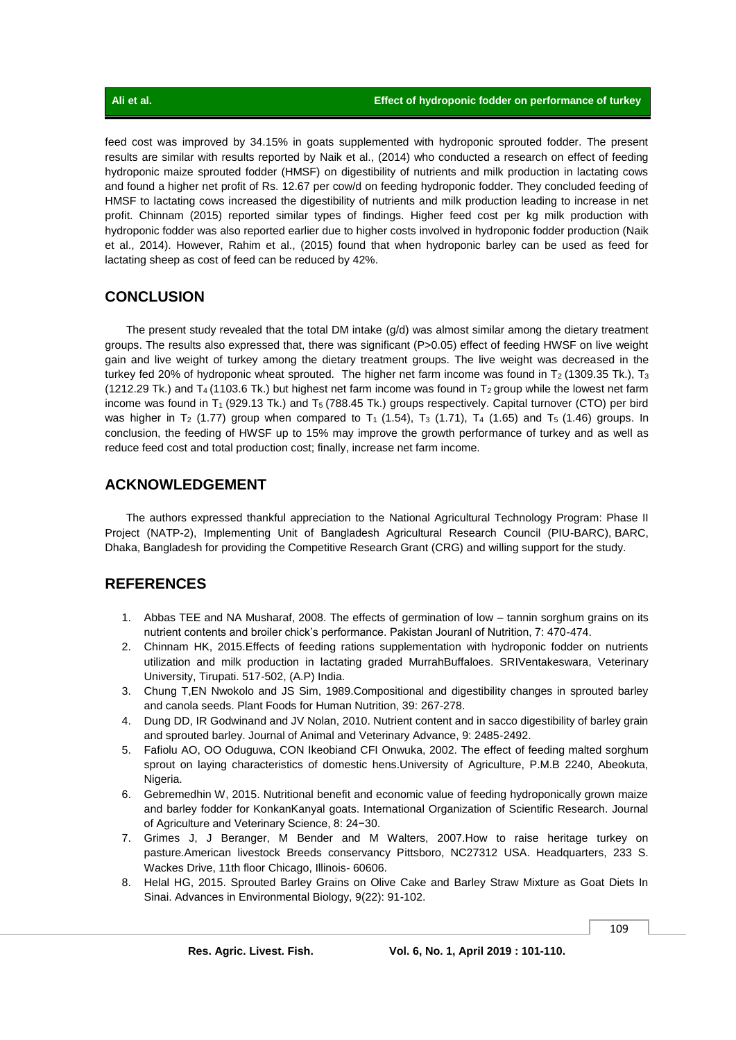feed cost was improved by 34.15% in goats supplemented with hydroponic sprouted fodder. The present results are similar with results reported by Naik et al., (2014) who conducted a research on effect of feeding hydroponic maize sprouted fodder (HMSF) on digestibility of nutrients and milk production in lactating cows and found a higher net profit of Rs. 12.67 per cow/d on feeding hydroponic fodder. They concluded feeding of HMSF to lactating cows increased the digestibility of nutrients and milk production leading to increase in net profit. Chinnam (2015) reported similar types of findings. Higher feed cost per kg milk production with hydroponic fodder was also reported earlier due to higher costs involved in hydroponic fodder production (Naik et al., 2014). However, Rahim et al., (2015) found that when hydroponic barley can be used as feed for lactating sheep as cost of feed can be reduced by 42%.

## CONCLUSION

The present study revealed that the total DM intake (g/d) was almost similar among the dietary treatment groups. The results also expressed that, there was significant ($P>0.05$) effect of feeding HWSF on live weight gain and live weight of turkey among the dietary treatment groups. The live weight was decreased in the turkey fed 20% of hydroponic wheat sprouted. The higher net farm income was found in $T_2$ (1309.35 Tk.), $T_3$ (1212.29 Tk.) and $T_4$ (1103.6 Tk.) but highest net farm income was found in $T_2$ group while the lowest net farm income was found in $T_1$ (929.13 Tk.) and $T_5$ (788.45 Tk.) groups respectively. Capital turnover (CTO) per bird was higher in $T_2$ (1.77) group when compared to $T_1$ (1.54), $T_3$ (1.71), $T_4$ (1.65) and $T_5$ (1.46) groups. In conclusion, the feeding of HWSF up to 15% may improve the growth performance of turkey and as well as reduce feed cost and total production cost; finally, increase net farm income.

## ACKNOWLEDGEMENT

The authors expressed thankful appreciation to the National Agricultural Technology Program: Phase II Project (NATP-2), Implementing Unit of Bangladesh Agricultural Research Council (PIU-BARC), BARC, Dhaka, Bangladesh for providing the Competitive Research Grant (CRG) and willing support for the study.

## REFERENCES

1. Abbas TEE and NA Musharaf, 2008. The effects of germination of low – tannin sorghum grains on its nutrient contents and broiler chick's performance. Pakistan Jouranl of Nutrition, 7: 470-474.
2. Chinnam HK, 2015.Effects of feeding rations supplementation with hydroponic fodder on nutrients utilization and milk production in lactating graded MurrahBuffaloes. SRIVentakeswara, Veterinary University, Tirupati. 517-502, (A.P) India.
3. Chung T,EN Nwokolo and JS Sim, 1989.Compositional and digestibility changes in sprouted barley and canola seeds. Plant Foods for Human Nutrition, 39: 267-278.
4. Dung DD, IR Godwinand and JV Nolan, 2010. Nutrient content and in sacco digestibility of barley grain and sprouted barley. Journal of Animal and Veterinary Advance, 9: 2485-2492.
5. Fafiolu AO, OO Oduguwa, CON Ikeobiand CFI Onwuka, 2002. The effect of feeding malted sorghum sprout on laying characteristics of domestic hens.University of Agriculture, P.M.B 2240, Abeokuta, Nigeria.
6. Gebremedhin W, 2015. Nutritional benefit and economic value of feeding hydroponically grown maize and barley fodder for KonkanKanyal goats. International Organization of Scientific Research. Journal of Agriculture and Veterinary Science, 8: 24−30.
7. Grimes J, J Beranger, M Bender and M Walters, 2007.How to raise heritage turkey on pasture.American livestock Breeds conservancy Pittsboro, NC27312 USA. Headquarters, 233 S. Wackes Drive, 11th floor Chicago, Illinois- 60606.
8. Helal HG, 2015. Sprouted Barley Grains on Olive Cake and Barley Straw Mixture as Goat Diets In Sinai. Advances in Environmental Biology, 9(22): 91-102.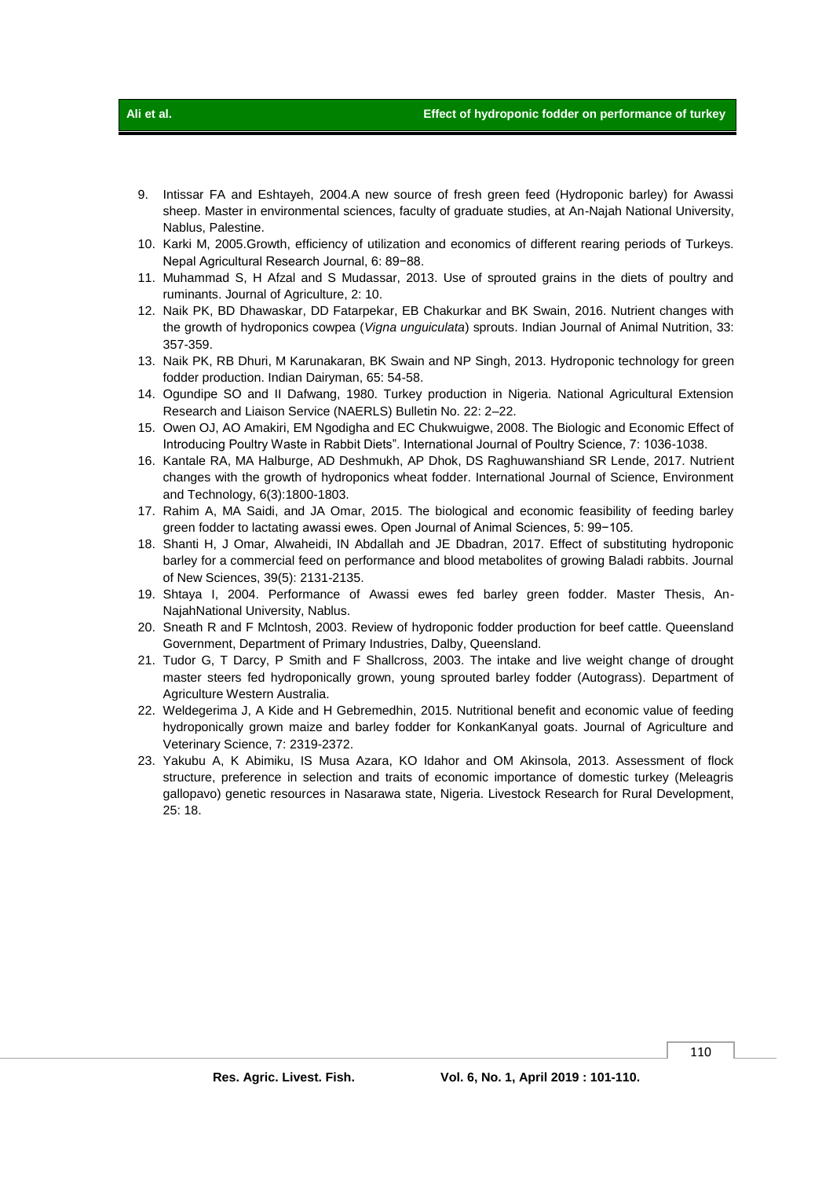9. Intissar FA and Eshtayeh, 2004.A new source of fresh green feed (Hydroponic barley) for Awassi sheep. Master in environmental sciences, faculty of graduate studies, at An-Najah National University, Nablus, Palestine.
10. Karki M, 2005.Growth, efficiency of utilization and economics of different rearing periods of Turkeys. Nepal Agricultural Research Journal, 6: 89−88.
11. Muhammad S, H Afzal and S Mudassar, 2013. Use of sprouted grains in the diets of poultry and ruminants. Journal of Agriculture, 2: 10.
12. Naik PK, BD Dhawaskar, DD Fatarpekar, EB Chakurkar and BK Swain, 2016. Nutrient changes with the growth of hydroponics cowpea (*Vigna unguiculata*) sprouts. Indian Journal of Animal Nutrition, 33: 357-359.
13. Naik PK, RB Dhuri, M Karunakaran, BK Swain and NP Singh, 2013. Hydroponic technology for green fodder production. Indian Dairyman, 65: 54-58.
14. Ogundipe SO and II Dafwang, 1980. Turkey production in Nigeria. National Agricultural Extension Research and Liaison Service (NAERLS) Bulletin No. 22: 2–22.
15. Owen OJ, AO Amakiri, EM Ngodigha and EC Chukwuigwe, 2008. The Biologic and Economic Effect of Introducing Poultry Waste in Rabbit Diets". International Journal of Poultry Science, 7: 1036-1038.
16. Kantale RA, MA Halburge, AD Deshmukh, AP Dhok, DS Raghuwanshiand SR Lende, 2017. Nutrient changes with the growth of hydroponics wheat fodder. International Journal of Science, Environment and Technology, 6(3):1800-1803.
17. Rahim A, MA Saidi, and JA Omar, 2015. The biological and economic feasibility of feeding barley green fodder to lactating awassi ewes. Open Journal of Animal Sciences, 5: 99−105.
18. Shanti H, J Omar, Alwaheidi, IN Abdallah and JE Dbadran, 2017. Effect of substituting hydroponic barley for a commercial feed on performance and blood metabolites of growing Baladi rabbits. Journal of New Sciences, 39(5): 2131-2135.
19. Shtaya I, 2004. Performance of Awassi ewes fed barley green fodder. Master Thesis, An-NajahNational University, Nablus.
20. Sneath R and F Mclntosh, 2003. Review of hydroponic fodder production for beef cattle. Queensland Government, Department of Primary Industries, Dalby, Queensland.
21. Tudor G, T Darcy, P Smith and F Shallcross, 2003. The intake and live weight change of drought master steers fed hydroponically grown, young sprouted barley fodder (Autograss). Department of Agriculture Western Australia.
22. Weldegerima J, A Kide and H Gebremedhin, 2015. Nutritional benefit and economic value of feeding hydroponically grown maize and barley fodder for KonkanKanyal goats. Journal of Agriculture and Veterinary Science, 7: 2319-2372.
23. Yakubu A, K Abimiku, IS Musa Azara, KO Idahor and OM Akinsola, 2013. Assessment of flock structure, preference in selection and traits of economic importance of domestic turkey (Meleagris gallopavo) genetic resources in Nasarawa state, Nigeria. Livestock Research for Rural Development, 25: 18.